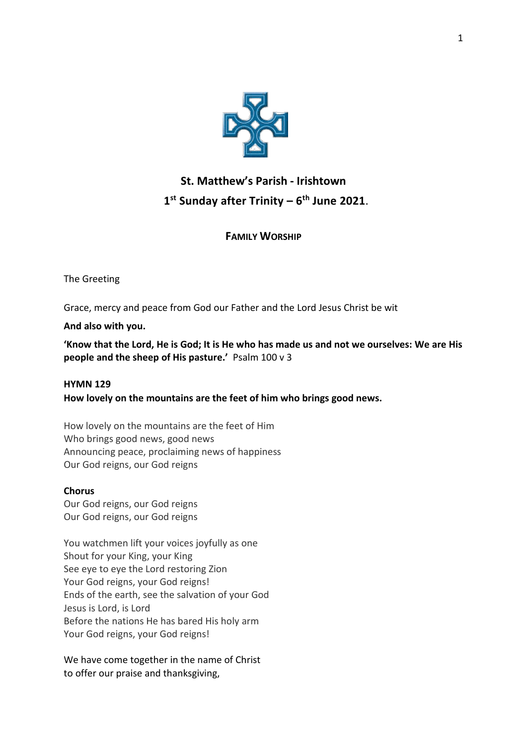# St. Matthew's Parish - Irishtown

## 1st Sunday after Trinity – 6th June 2021.

### FAMILY WORSHIP

The Greeting

Grace, mercy and peace from God our Father and the Lord Jesus Christ be wit

**And also with you.**

**'Know that the Lord, He is God; It is He who has made us and not we ourselves: We are His people and the sheep of His pasture.'** Psalm 100 v 3

**HYMN 129**

**How lovely on the mountains are the feet of him who brings good news.**

How lovely on the mountains are the feet of Him  
Who brings good news, good news  
Announcing peace, proclaiming news of happiness  
Our God reigns, our God reigns

**Chorus**  
Our God reigns, our God reigns  
Our God reigns, our God reigns

You watchmen lift your voices joyfully as one  
Shout for your King, your King  
See eye to eye the Lord restoring Zion  
Your God reigns, your God reigns!  
Ends of the earth, see the salvation of your God  
Jesus is Lord, is Lord  
Before the nations He has bared His holy arm  
Your God reigns, your God reigns!

We have come together in the name of Christ  
to offer our praise and thanksgiving,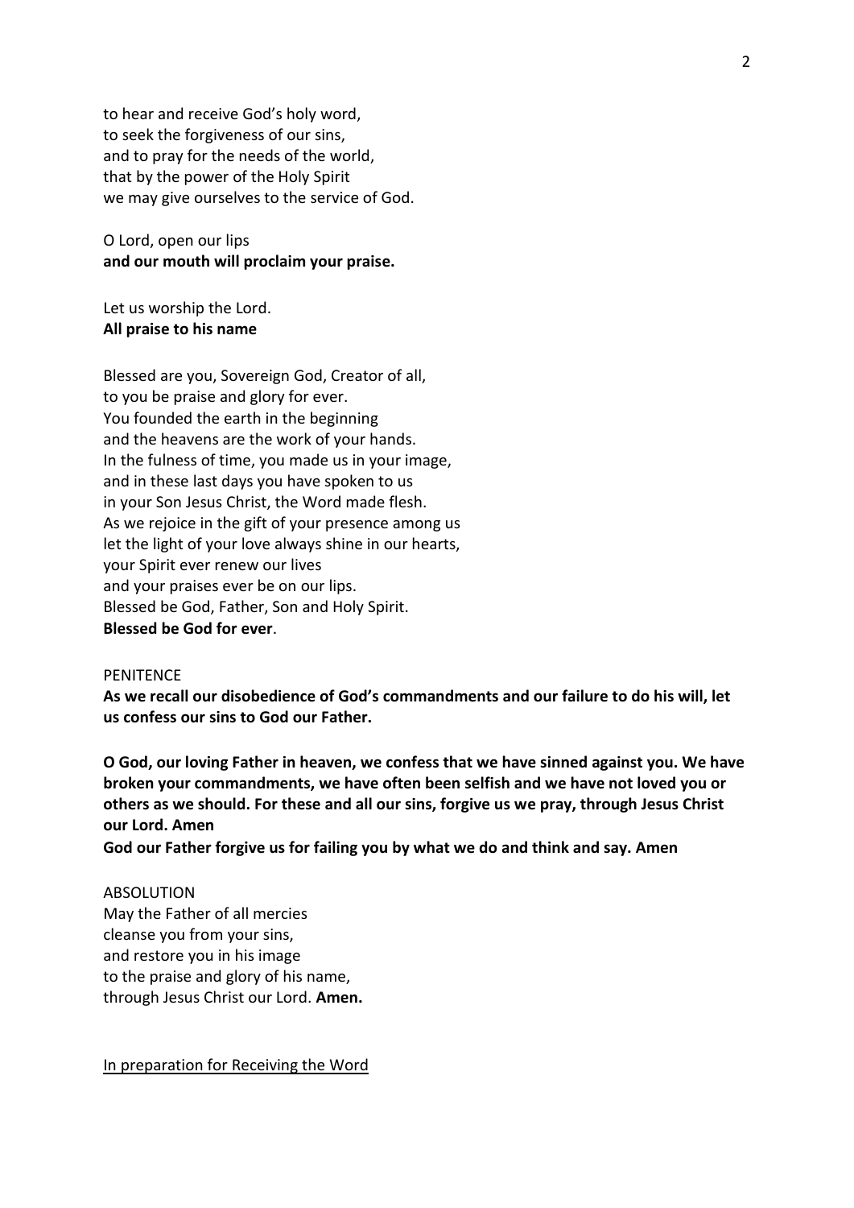to hear and receive God's holy word,
to seek the forgiveness of our sins,
and to pray for the needs of the world,
that by the power of the Holy Spirit
we may give ourselves to the service of God.

O Lord, open our lips
**and our mouth will proclaim your praise.**

Let us worship the Lord.
**All praise to his name**

Blessed are you, Sovereign God, Creator of all,
to you be praise and glory for ever.
You founded the earth in the beginning
and the heavens are the work of your hands.
In the fulness of time, you made us in your image,
and in these last days you have spoken to us
in your Son Jesus Christ, the Word made flesh.
As we rejoice in the gift of your presence among us
let the light of your love always shine in our hearts,
your Spirit ever renew our lives
and your praises ever be on our lips.
Blessed be God, Father, Son and Holy Spirit.
**Blessed be God for ever**.

PENITENCE

**As we recall our disobedience of God's commandments and our failure to do his will, let us confess our sins to God our Father.**

**O God, our loving Father in heaven, we confess that we have sinned against you. We have broken your commandments, we have often been selfish and we have not loved you or others as we should. For these and all our sins, forgive us we pray, through Jesus Christ our Lord. Amen**

**God our Father forgive us for failing you by what we do and think and say. Amen**

ABSOLUTION

May the Father of all mercies
cleanse you from your sins,
and restore you in his image
to the praise and glory of his name,
through Jesus Christ our Lord. **Amen.**

<u>In preparation for Receiving the Word</u>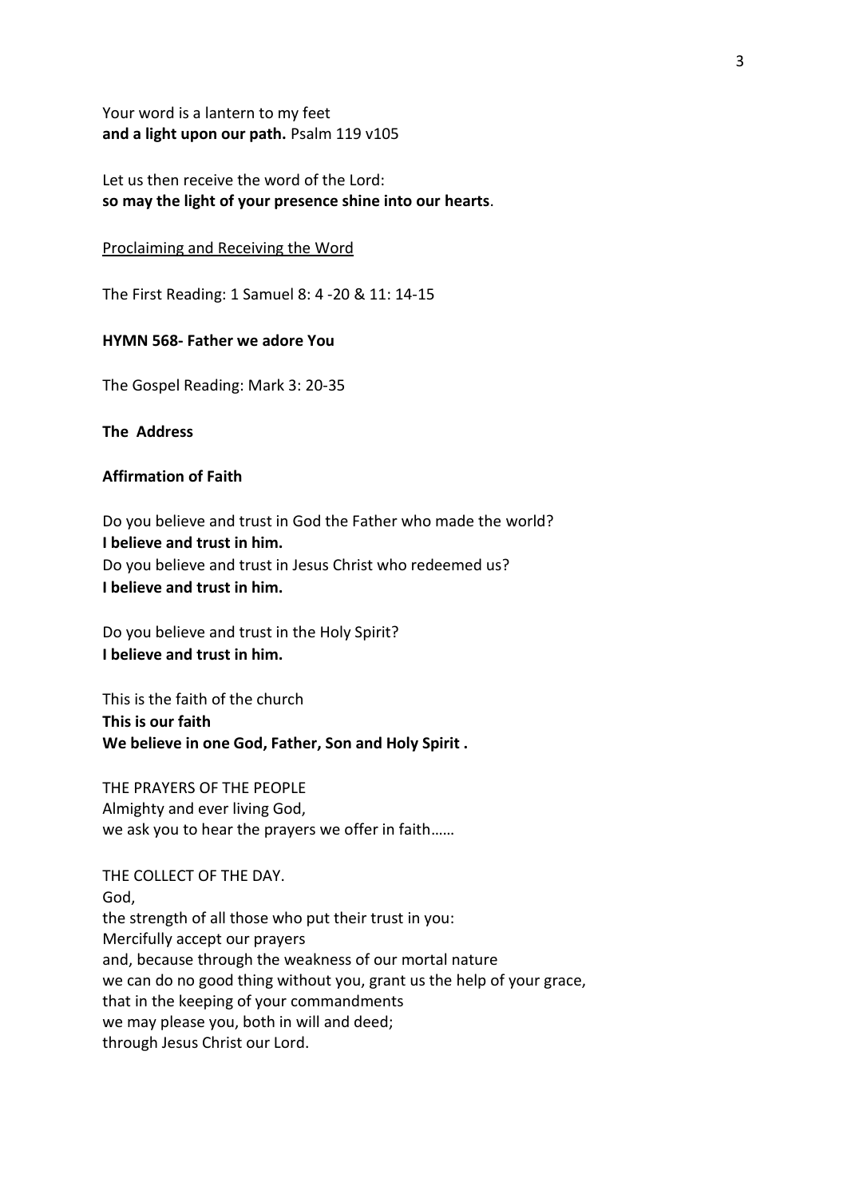Your word is a lantern to my feet
**and a light upon our path.** Psalm 119 v105

Let us then receive the word of the Lord:
**so may the light of your presence shine into our hearts**.

Proclaiming and Receiving the Word

The First Reading: 1 Samuel 8: 4 -20 & 11: 14-15

**HYMN 568- Father we adore You**

The Gospel Reading: Mark 3: 20-35

**The Address**

**Affirmation of Faith**

Do you believe and trust in God the Father who made the world?
**I believe and trust in him.**
Do you believe and trust in Jesus Christ who redeemed us?
**I believe and trust in him.**

Do you believe and trust in the Holy Spirit?
**I believe and trust in him.**

This is the faith of the church
**This is our faith**
**We believe in one God, Father, Son and Holy Spirit .**

THE PRAYERS OF THE PEOPLE
Almighty and ever living God,
we ask you to hear the prayers we offer in faith……

THE COLLECT OF THE DAY.
God,
the strength of all those who put their trust in you:
Mercifully accept our prayers
and, because through the weakness of our mortal nature
we can do no good thing without you, grant us the help of your grace,
that in the keeping of your commandments
we may please you, both in will and deed;
through Jesus Christ our Lord.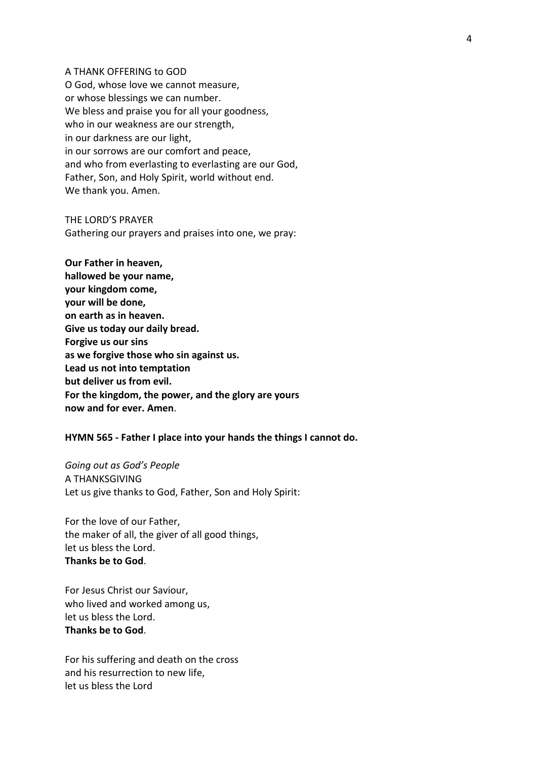A THANK OFFERING to GOD

O God, whose love we cannot measure,  
or whose blessings we can number.  
We bless and praise you for all your goodness,  
who in our weakness are our strength,  
in our darkness are our light,  
in our sorrows are our comfort and peace,  
and who from everlasting to everlasting are our God,  
Father, Son, and Holy Spirit, world without end.  
We thank you. Amen.

THE LORD'S PRAYER

Gathering our prayers and praises into one, we pray:

**Our Father in heaven,**  
**hallowed be your name,**  
**your kingdom come,**  
**your will be done,**  
**on earth as in heaven.**  
**Give us today our daily bread.**  
**Forgive us our sins**  
**as we forgive those who sin against us.**  
**Lead us not into temptation**  
**but deliver us from evil.**  
**For the kingdom, the power, and the glory are yours**  
**now and for ever. Amen**.

**HYMN 565 - Father I place into your hands the things I cannot do.**

*Going out as God's People*

A THANKSGIVING

Let us give thanks to God, Father, Son and Holy Spirit:

For the love of our Father,  
the maker of all, the giver of all good things,  
let us bless the Lord.  
**Thanks be to God**.

For Jesus Christ our Saviour,  
who lived and worked among us,  
let us bless the Lord.  
**Thanks be to God**.

For his suffering and death on the cross  
and his resurrection to new life,  
let us bless the Lord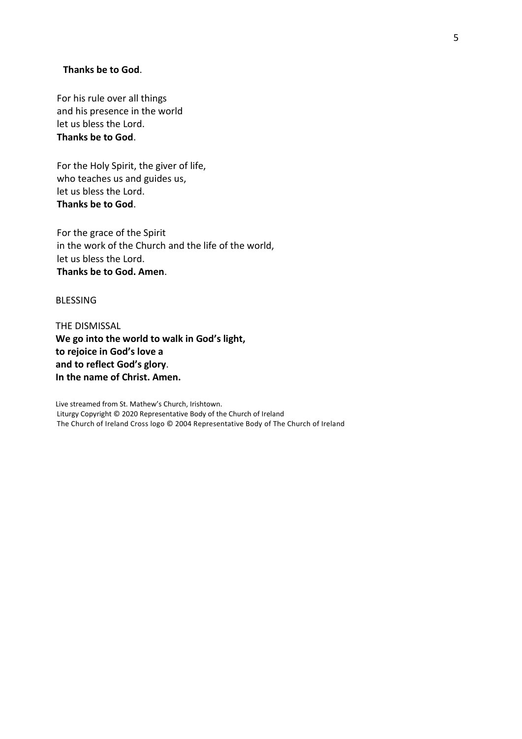**Thanks be to God**.

For his rule over all things  
and his presence in the world  
let us bless the Lord.  
**Thanks be to God**.

For the Holy Spirit, the giver of life,  
who teaches us and guides us,  
let us bless the Lord.  
**Thanks be to God**.

For the grace of the Spirit  
in the work of the Church and the life of the world,  
let us bless the Lord.  
**Thanks be to God. Amen**.

BLESSING

THE DISMISSAL  
**We go into the world to walk in God's light,**  
**to rejoice in God's love a**  
**and to reflect God's glory**.  
**In the name of Christ. Amen.**

Live streamed from St. Mathew's Church, Irishtown.  
Liturgy Copyright © 2020 Representative Body of the Church of Ireland  
The Church of Ireland Cross logo © 2004 Representative Body of The Church of Ireland